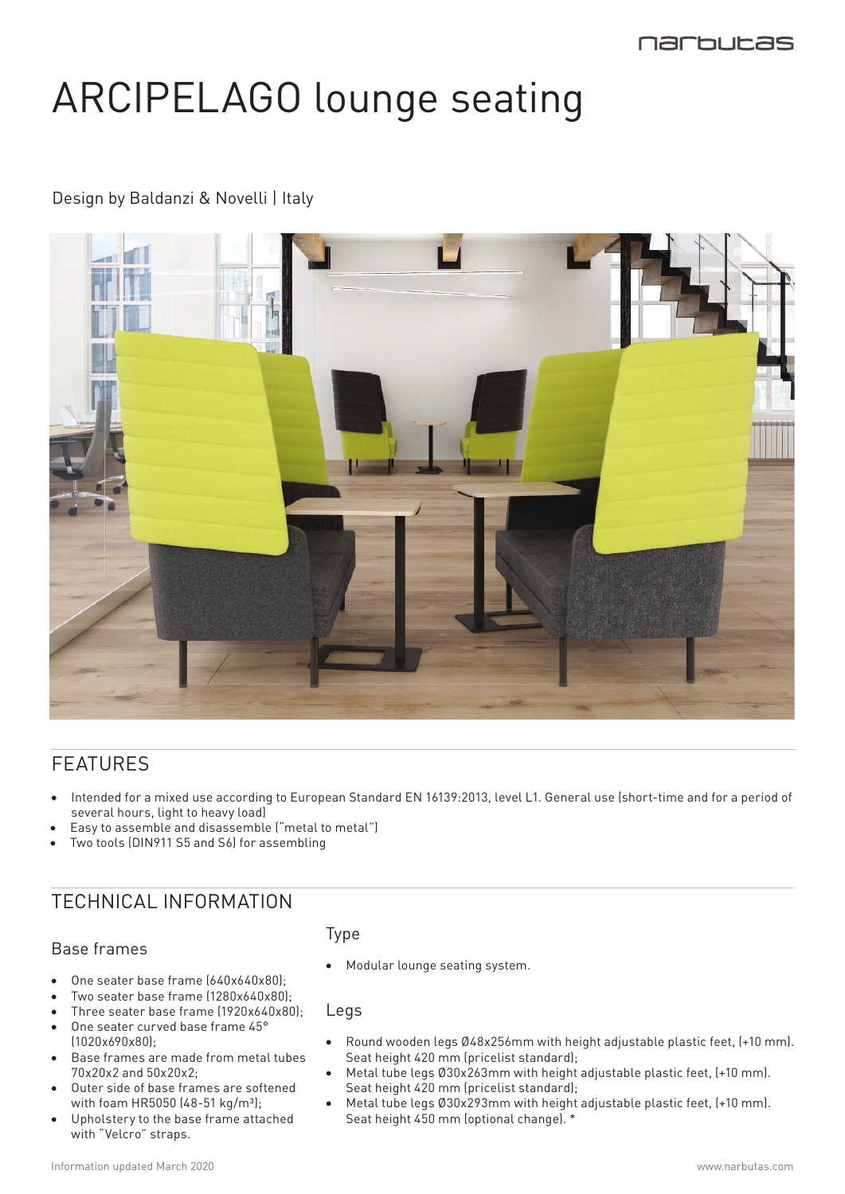narbutas

# ARCIPELAGO lounge seating

Design by Baldanzi & Novelli | Italy

## FEATURES

- Intended for a mixed use according to European Standard EN 16139:2013, level L1. General use (short-time and for a period of several hours, light to heavy load)
- Easy to assemble and disassemble ("metal to metal")
- Two tools (DIN911 S5 and S6) for assembling

## TECHNICAL INFORMATION

### Base frames

- One seater base frame (640x640x80);
- Two seater base frame (1280x640x80);
- Three seater base frame (1920x640x80);
- One seater curved base frame 45° (1020x690x80);
- Base frames are made from metal tubes 70x20x2 and 50x20x2;
- Outer side of base frames are softened with foam HR5050 (48-51 kg/m³);
- Upholstery to the base frame attached with "Velcro" straps.

### Type

- Modular lounge seating system.

### Legs

- Round wooden legs Ø48x256mm with height adjustable plastic feet, (+10 mm). Seat height 420 mm (pricelist standard);
- Metal tube legs Ø30x263mm with height adjustable plastic feet, (+10 mm). Seat height 420 mm (pricelist standard);
- Metal tube legs Ø30x293mm with height adjustable plastic feet, (+10 mm). Seat height 450 mm (optional change). *

Information updated March 2020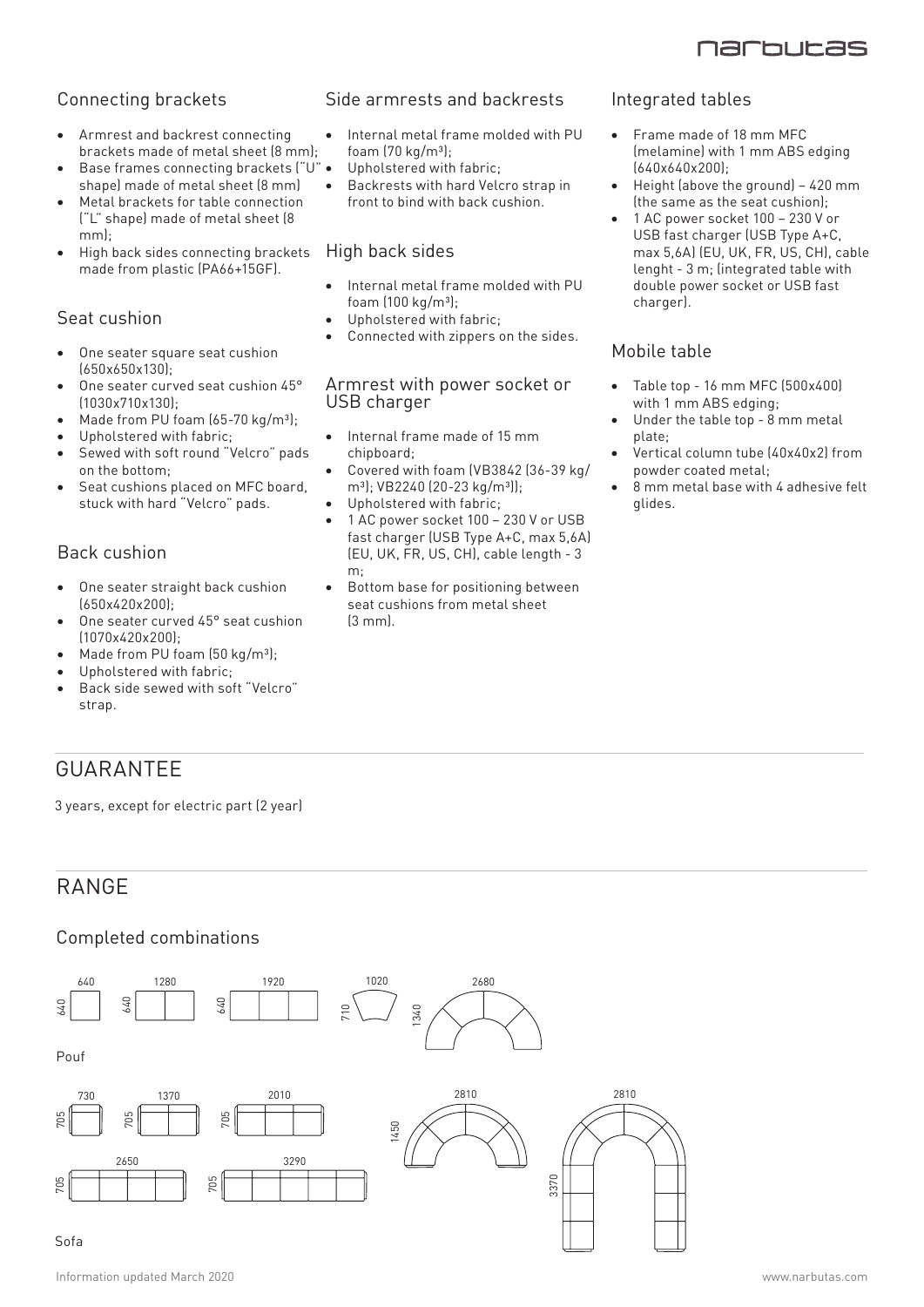## Connecting brackets

- Armrest and backrest connecting brackets made of metal sheet (8 mm);
- Base frames connecting brackets ("U" shape) made of metal sheet (8 mm)
- Metal brackets for table connection ("L" shape) made of metal sheet (8 mm);
- High back sides connecting brackets made from plastic (PA66+15GF).

## Seat cushion

- One seater square seat cushion (650x650x130);
- One seater curved seat cushion 45° (1030x710x130);
- Made from PU foam (65-70 kg/m³);
- Upholstered with fabric;
- Sewed with soft round "Velcro" pads on the bottom;
- Seat cushions placed on MFC board, stuck with hard "Velcro" pads.

## Back cushion

- One seater straight back cushion (650x420x200);
- One seater curved 45° seat cushion (1070x420x200);
- Made from PU foam (50 kg/m³);
- Upholstered with fabric;
- Back side sewed with soft "Velcro" strap.

## Side armrests and backrests

- Internal metal frame molded with PU foam (70 kg/m³);
- Upholstered with fabric;
- Backrests with hard Velcro strap in front to bind with back cushion.

## High back sides

- Internal metal frame molded with PU foam (100 kg/m³);
- Upholstered with fabric;
- Connected with zippers on the sides.

## Armrest with power socket or USB charger

- Internal frame made of 15 mm chipboard;
- Covered with foam (VB3842 (36-39 kg/m³); VB2240 (20-23 kg/m³));
- Upholstered with fabric;
- 1 AC power socket 100 – 230 V or USB fast charger (USB Type A+C, max 5,6A) (EU, UK, FR, US, CH), cable length - 3 m;
- Bottom base for positioning between seat cushions from metal sheet (3 mm).

## Integrated tables

- Frame made of 18 mm MFC (melamine) with 1 mm ABS edging (640x640x200);
- Height (above the ground) – 420 mm (the same as the seat cushion);
- 1 AC power socket 100 – 230 V or USB fast charger (USB Type A+C, max 5,6A) (EU, UK, FR, US, CH), cable lenght - 3 m; (integrated table with double power socket or USB fast charger).

## Mobile table

- Table top - 16 mm MFC (500x400) with 1 mm ABS edging;
- Under the table top - 8 mm metal plate;
- Vertical column tube (40x40x2) from powder coated metal;
- 8 mm metal base with 4 adhesive felt glides.

# GUARANTEE

3 years, except for electric part (2 year)

# RANGE

## Completed combinations

640 640 | 1280 640 | 1920 640 | 1020 710 | 2680 1340

Pouf

730 705 | 1370 705 | 2010 705 | 2810 1450 | 2810 3370

2650 705 | 3290 705

Sofa

Information updated March 2020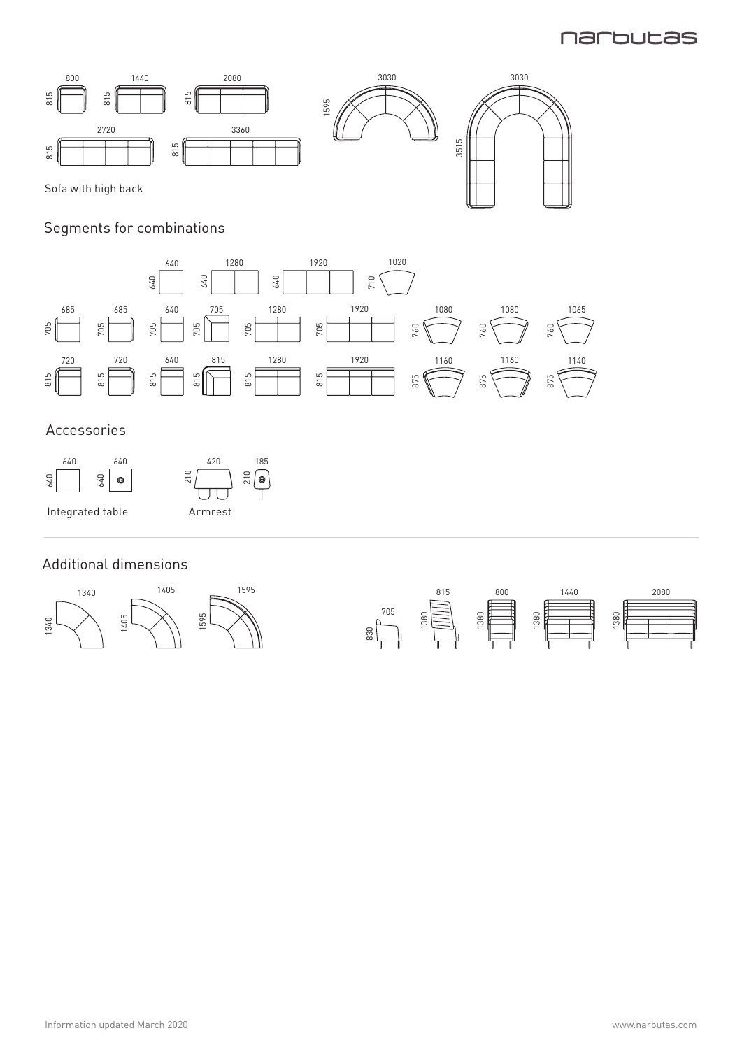800 815 1440 815 2080 815

2720 815 3360 815

3030 1595

3030 3515

Sofa with high back

## Segments for combinations

640 640 1280 640 1920 640 1020 710

685 705 685 705 640 705 705 705 1280 705 1920 705 1080 760 1080 760 1065 760

720 815 720 815 640 815 815 815 1280 815 1920 815 1160 875 1160 875 1140 875

## Accessories

640 640 640 640

Integrated table

420 210 185 210

Armrest

## Additional dimensions

1340 1340 1405 1405 1595 1595

705 830 815 1380 800 1380 1440 1380 2080 1380

Information updated March 2020

www.narbutas.com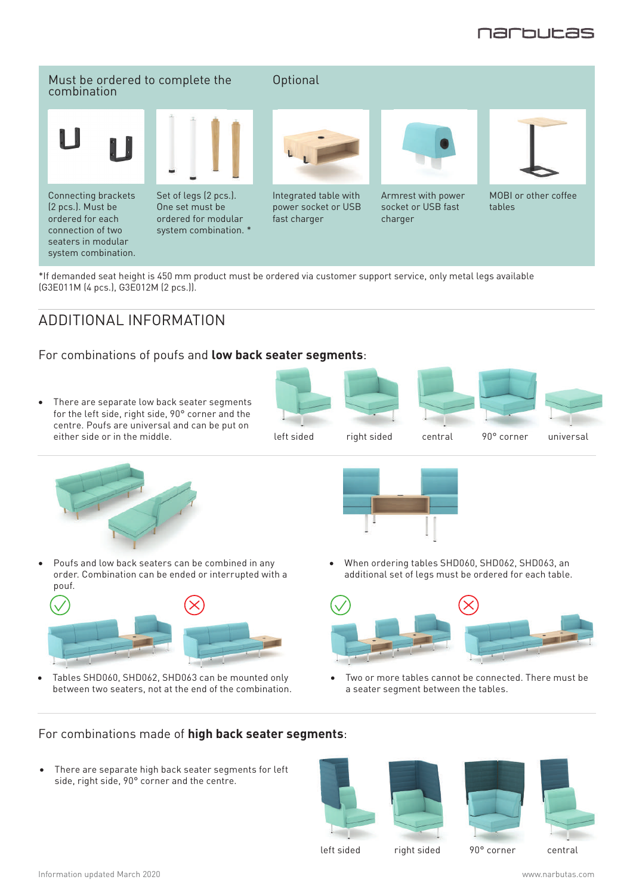## Must be ordered to complete the combination

Connecting brackets (2 pcs.). Must be ordered for each connection of two seaters in modular system combination.

Set of legs (2 pcs.). One set must be ordered for modular system combination. *

## Optional

Integrated table with power socket or USB fast charger

Armrest with power socket or USB fast charger

MOBI or other coffee tables

*If demanded seat height is 450 mm product must be ordered via customer support service, only metal legs available (G3E011M (4 pcs.), G3E012M (2 pcs.)).

# ADDITIONAL INFORMATION

## For combinations of poufs and **low back seater segments**:

- There are separate low back seater segments for the left side, right side, 90° corner and the centre. Poufs are universal and can be put on either side or in the middle.

left sided | right sided | central | 90° corner | universal

- Poufs and low back seaters can be combined in any order. Combination can be ended or interrupted with a pouf.
- When ordering tables SHD060, SHD062, SHD063, an additional set of legs must be ordered for each table.
- Tables SHD060, SHD062, SHD063 can be mounted only between two seaters, not at the end of the combination.
- Two or more tables cannot be connected. There must be a seater segment between the tables.

## For combinations made of **high back seater segments**:

- There are separate high back seater segments for left side, right side, 90° corner and the centre.

left sided | right sided | 90° corner | central

Information updated March 2020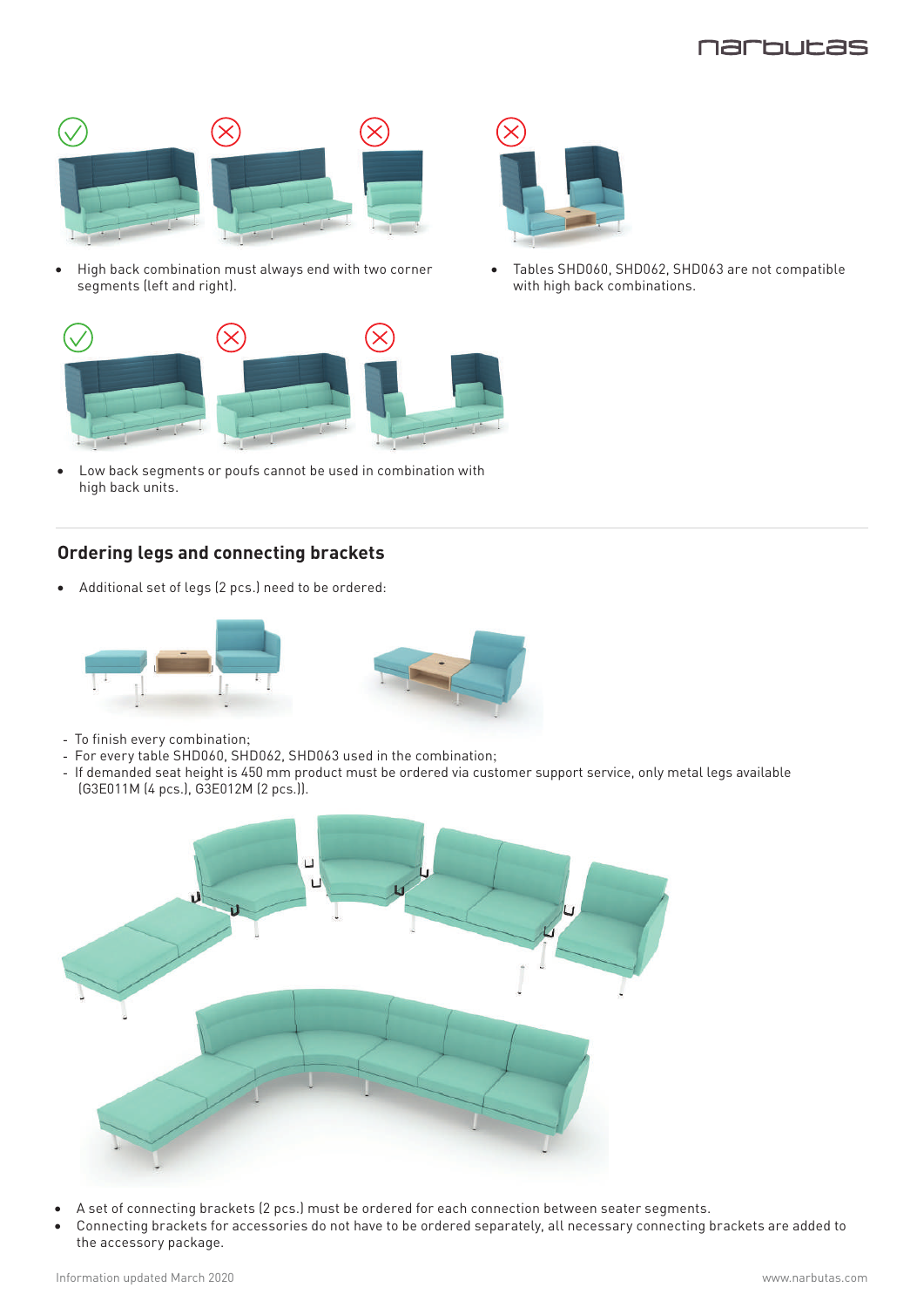- High back combination must always end with two corner segments (left and right).
- Tables SHD060, SHD062, SHD063 are not compatible with high back combinations.
- Low back segments or poufs cannot be used in combination with high back units.

## Ordering legs and connecting brackets

- Additional set of legs (2 pcs.) need to be ordered:

- To finish every combination;
- For every table SHD060, SHD062, SHD063 used in the combination;
- If demanded seat height is 450 mm product must be ordered via customer support service, only metal legs available (G3E011M (4 pcs.), G3E012M (2 pcs.)).

- A set of connecting brackets (2 pcs.) must be ordered for each connection between seater segments.
- Connecting brackets for accessories do not have to be ordered separately, all necessary connecting brackets are added to the accessory package.

Information updated March 2020